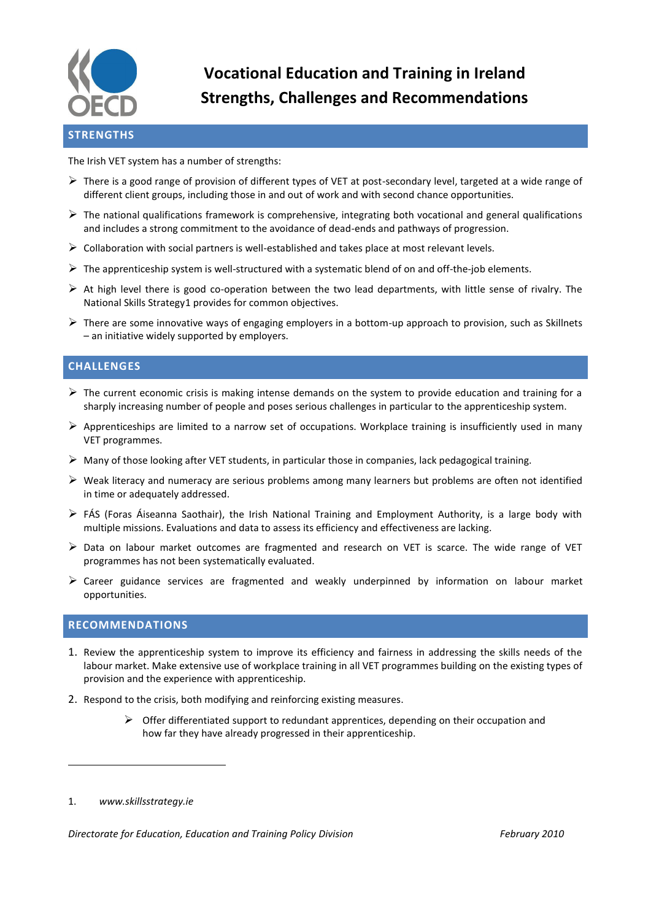# Vocational Education and Training in Ireland
# Strengths, Challenges and Recommendations

## STRENGTHS

The Irish VET system has a number of strengths:

- There is a good range of provision of different types of VET at post-secondary level, targeted at a wide range of different client groups, including those in and out of work and with second chance opportunities.
- The national qualifications framework is comprehensive, integrating both vocational and general qualifications and includes a strong commitment to the avoidance of dead-ends and pathways of progression.
- Collaboration with social partners is well-established and takes place at most relevant levels.
- The apprenticeship system is well-structured with a systematic blend of on and off-the-job elements.
- At high level there is good co-operation between the two lead departments, with little sense of rivalry. The National Skills Strategy[1] provides for common objectives.
- There are some innovative ways of engaging employers in a bottom-up approach to provision, such as Skillnets – an initiative widely supported by employers.

## CHALLENGES

- The current economic crisis is making intense demands on the system to provide education and training for a sharply increasing number of people and poses serious challenges in particular to the apprenticeship system.
- Apprenticeships are limited to a narrow set of occupations. Workplace training is insufficiently used in many VET programmes.
- Many of those looking after VET students, in particular those in companies, lack pedagogical training.
- Weak literacy and numeracy are serious problems among many learners but problems are often not identified in time or adequately addressed.
- FÁS (Foras Áiseanna Saothair), the Irish National Training and Employment Authority, is a large body with multiple missions. Evaluations and data to assess its efficiency and effectiveness are lacking.
- Data on labour market outcomes are fragmented and research on VET is scarce. The wide range of VET programmes has not been systematically evaluated.
- Career guidance services are fragmented and weakly underpinned by information on labour market opportunities.

## RECOMMENDATIONS

1. Review the apprenticeship system to improve its efficiency and fairness in addressing the skills needs of the labour market. Make extensive use of workplace training in all VET programmes building on the existing types of provision and the experience with apprenticeship.
2. Respond to the crisis, both modifying and reinforcing existing measures.
   - Offer differentiated support to redundant apprentices, depending on their occupation and how far they have already progressed in their apprenticeship.

---

1. *www.skillsstrategy.ie*

*Directorate for Education, Education and Training Policy Division* — *February 2010*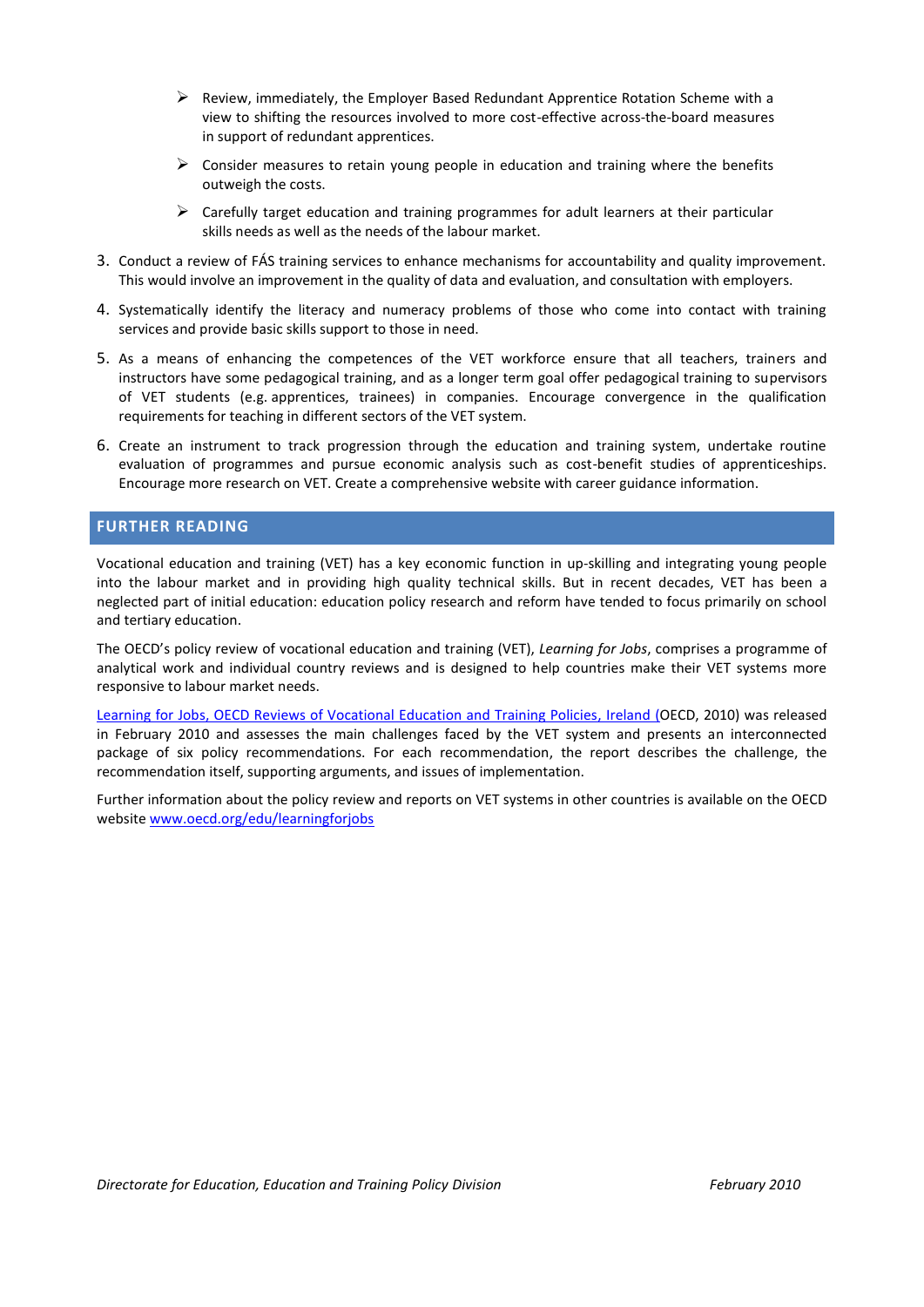- Review, immediately, the Employer Based Redundant Apprentice Rotation Scheme with a view to shifting the resources involved to more cost-effective across-the-board measures in support of redundant apprentices.
- Consider measures to retain young people in education and training where the benefits outweigh the costs.
- Carefully target education and training programmes for adult learners at their particular skills needs as well as the needs of the labour market.

3. Conduct a review of FÁS training services to enhance mechanisms for accountability and quality improvement. This would involve an improvement in the quality of data and evaluation, and consultation with employers.
4. Systematically identify the literacy and numeracy problems of those who come into contact with training services and provide basic skills support to those in need.
5. As a means of enhancing the competences of the VET workforce ensure that all teachers, trainers and instructors have some pedagogical training, and as a longer term goal offer pedagogical training to supervisors of VET students (e.g. apprentices, trainees) in companies. Encourage convergence in the qualification requirements for teaching in different sectors of the VET system.
6. Create an instrument to track progression through the education and training system, undertake routine evaluation of programmes and pursue economic analysis such as cost-benefit studies of apprenticeships. Encourage more research on VET. Create a comprehensive website with career guidance information.

## FURTHER READING

Vocational education and training (VET) has a key economic function in up-skilling and integrating young people into the labour market and in providing high quality technical skills. But in recent decades, VET has been a neglected part of initial education: education policy research and reform have tended to focus primarily on school and tertiary education.

The OECD's policy review of vocational education and training (VET), *Learning for Jobs*, comprises a programme of analytical work and individual country reviews and is designed to help countries make their VET systems more responsive to labour market needs.

Learning for Jobs, OECD Reviews of Vocational Education and Training Policies, Ireland (OECD, 2010) was released in February 2010 and assesses the main challenges faced by the VET system and presents an interconnected package of six policy recommendations. For each recommendation, the report describes the challenge, the recommendation itself, supporting arguments, and issues of implementation.

Further information about the policy review and reports on VET systems in other countries is available on the OECD website www.oecd.org/edu/learningforjobs

*Directorate for Education, Education and Training Policy Division* *February 2010*